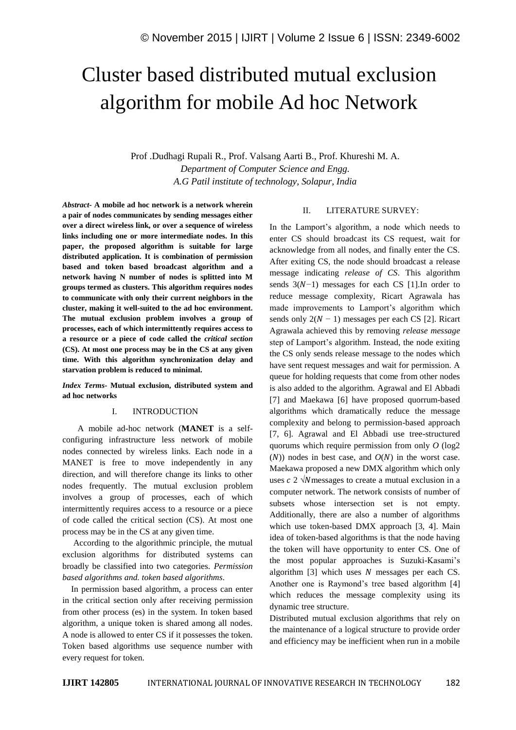# Cluster based distributed mutual exclusion algorithm for mobile Ad hoc Network

Prof .Dudhagi Rupali R., Prof. Valsang Aarti B., Prof. Khureshi M. A.
*Department of Computer Science and Engg.*
*A.G Patil institute of technology, Solapur, India*

***Abstract-*** **A mobile ad hoc network is a network wherein a pair of nodes communicates by sending messages either over a direct wireless link, or over a sequence of wireless links including one or more intermediate nodes. In this paper, the proposed algorithm is suitable for large distributed application. It is combination of permission based and token based broadcast algorithm and a network having N number of nodes is splitted into M groups termed as clusters. This algorithm requires nodes to communicate with only their current neighbors in the cluster, making it well-suited to the ad hoc environment. The mutual exclusion problem involves a group of processes, each of which intermittently requires access to a resource or a piece of code called the *critical section* (CS). At most one process may be in the CS at any given time. With this algorithm synchronization delay and starvation problem is reduced to minimal.**

***Index Terms-*** **Mutual exclusion, distributed system and ad hoc networks**

## I. INTRODUCTION

A mobile ad-hoc network (**MANET** is a self-configuring infrastructure less network of mobile nodes connected by wireless links. Each node in a MANET is free to move independently in any direction, and will therefore change its links to other nodes frequently. The mutual exclusion problem involves a group of processes, each of which intermittently requires access to a resource or a piece of code called the critical section (CS). At most one process may be in the CS at any given time.

According to the algorithmic principle, the mutual exclusion algorithms for distributed systems can broadly be classified into two categories. *Permission based algorithms and. token based algorithms*.

In permission based algorithm, a process can enter in the critical section only after receiving permission from other process (es) in the system. In token based algorithm, a unique token is shared among all nodes. A node is allowed to enter CS if it possesses the token. Token based algorithms use sequence number with every request for token.

## II. LITERATURE SURVEY:

In the Lamport's algorithm, a node which needs to enter CS should broadcast its CS request, wait for acknowledge from all nodes, and finally enter the CS. After exiting CS, the node should broadcast a release message indicating *release of CS*. This algorithm sends $3(N-1)$ messages for each CS [1].In order to reduce message complexity, Ricart Agrawala has made improvements to Lamport's algorithm which sends only $2(N-1)$ messages per each CS [2]. Ricart Agrawala achieved this by removing *release message* step of Lamport's algorithm. Instead, the node exiting the CS only sends release message to the nodes which have sent request messages and wait for permission. A queue for holding requests that come from other nodes is also added to the algorithm. Agrawal and El Abbadi [7] and Maekawa [6] have proposed quorrum-based algorithms which dramatically reduce the message complexity and belong to permission-based approach [7, 6]. Agrawal and El Abbadi use tree-structured quorums which require permission from only $O$ (log2 $(N)$) nodes in best case, and $O(N)$ in the worst case. Maekawa proposed a new DMX algorithm which only uses $c$ 2 $\sqrt{N}$messages to create a mutual exclusion in a computer network. The network consists of number of subsets whose intersection set is not empty. Additionally, there are also a number of algorithms which use token-based DMX approach [3, 4]. Main idea of token-based algorithms is that the node having the token will have opportunity to enter CS. One of the most popular approaches is Suzuki-Kasami's algorithm [3] which uses $N$ messages per each CS. Another one is Raymond's tree based algorithm [4] which reduces the message complexity using its dynamic tree structure.

Distributed mutual exclusion algorithms that rely on the maintenance of a logical structure to provide order and efficiency may be inefficient when run in a mobile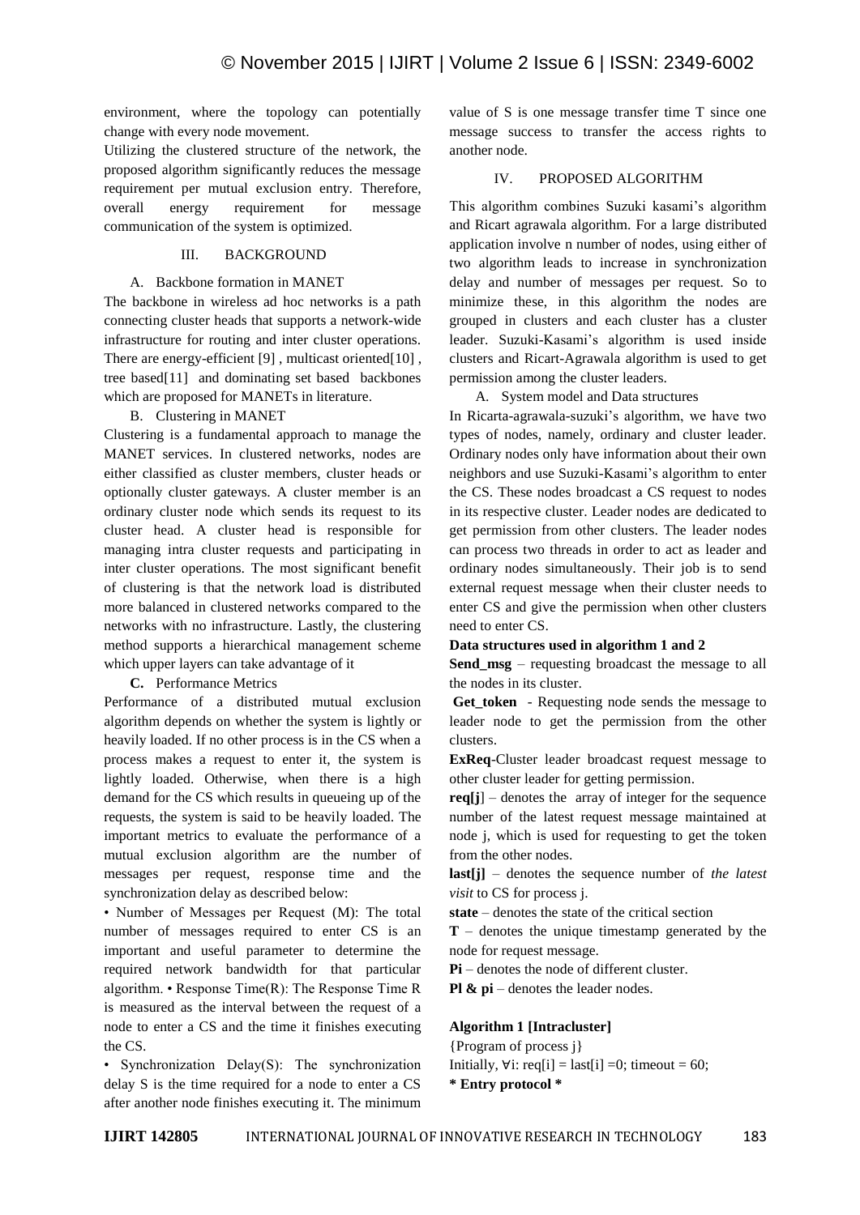environment, where the topology can potentially change with every node movement.

Utilizing the clustered structure of the network, the proposed algorithm significantly reduces the message requirement per mutual exclusion entry. Therefore, overall energy requirement for message communication of the system is optimized.

## III. BACKGROUND

### A. Backbone formation in MANET

The backbone in wireless ad hoc networks is a path connecting cluster heads that supports a network-wide infrastructure for routing and inter cluster operations. There are energy-efficient [9] , multicast oriented[10] , tree based[11] and dominating set based backbones which are proposed for MANETs in literature.

### B. Clustering in MANET

Clustering is a fundamental approach to manage the MANET services. In clustered networks, nodes are either classified as cluster members, cluster heads or optionally cluster gateways. A cluster member is an ordinary cluster node which sends its request to its cluster head. A cluster head is responsible for managing intra cluster requests and participating in inter cluster operations. The most significant benefit of clustering is that the network load is distributed more balanced in clustered networks compared to the networks with no infrastructure. Lastly, the clustering method supports a hierarchical management scheme which upper layers can take advantage of it

### C. Performance Metrics

Performance of a distributed mutual exclusion algorithm depends on whether the system is lightly or heavily loaded. If no other process is in the CS when a process makes a request to enter it, the system is lightly loaded. Otherwise, when there is a high demand for the CS which results in queueing up of the requests, the system is said to be heavily loaded. The important metrics to evaluate the performance of a mutual exclusion algorithm are the number of messages per request, response time and the synchronization delay as described below:

• Number of Messages per Request (M): The total number of messages required to enter CS is an important and useful parameter to determine the required network bandwidth for that particular algorithm. • Response Time(R): The Response Time R is measured as the interval between the request of a node to enter a CS and the time it finishes executing the CS.

• Synchronization Delay(S): The synchronization delay S is the time required for a node to enter a CS after another node finishes executing it. The minimum value of S is one message transfer time T since one message success to transfer the access rights to another node.

## IV. PROPOSED ALGORITHM

This algorithm combines Suzuki kasami's algorithm and Ricart agrawala algorithm. For a large distributed application involve n number of nodes, using either of two algorithm leads to increase in synchronization delay and number of messages per request. So to minimize these, in this algorithm the nodes are grouped in clusters and each cluster has a cluster leader. Suzuki-Kasami's algorithm is used inside clusters and Ricart-Agrawala algorithm is used to get permission among the cluster leaders.

### A. System model and Data structures

In Ricarta-agrawala-suzuki's algorithm, we have two types of nodes, namely, ordinary and cluster leader. Ordinary nodes only have information about their own neighbors and use Suzuki-Kasami's algorithm to enter the CS. These nodes broadcast a CS request to nodes in its respective cluster. Leader nodes are dedicated to get permission from other clusters. The leader nodes can process two threads in order to act as leader and ordinary nodes simultaneously. Their job is to send external request message when their cluster needs to enter CS and give the permission when other clusters need to enter CS.

**Data structures used in algorithm 1 and 2**

**Send_msg** – requesting broadcast the message to all the nodes in its cluster.

**Get_token** - Requesting node sends the message to leader node to get the permission from the other clusters.

**ExReq**-Cluster leader broadcast request message to other cluster leader for getting permission.

**req[j**] – denotes the array of integer for the sequence number of the latest request message maintained at node j, which is used for requesting to get the token from the other nodes.

**last[j]** – denotes the sequence number of *the latest visit* to CS for process j.

**state** – denotes the state of the critical section

**T** – denotes the unique timestamp generated by the node for request message.

**Pi** – denotes the node of different cluster.

**Pl & pi** – denotes the leader nodes.

**Algorithm 1 [Intracluster]**

{Program of process j}

Initially, ∀i: req[i] = last[i] =0; timeout = 60;

**\* Entry protocol \***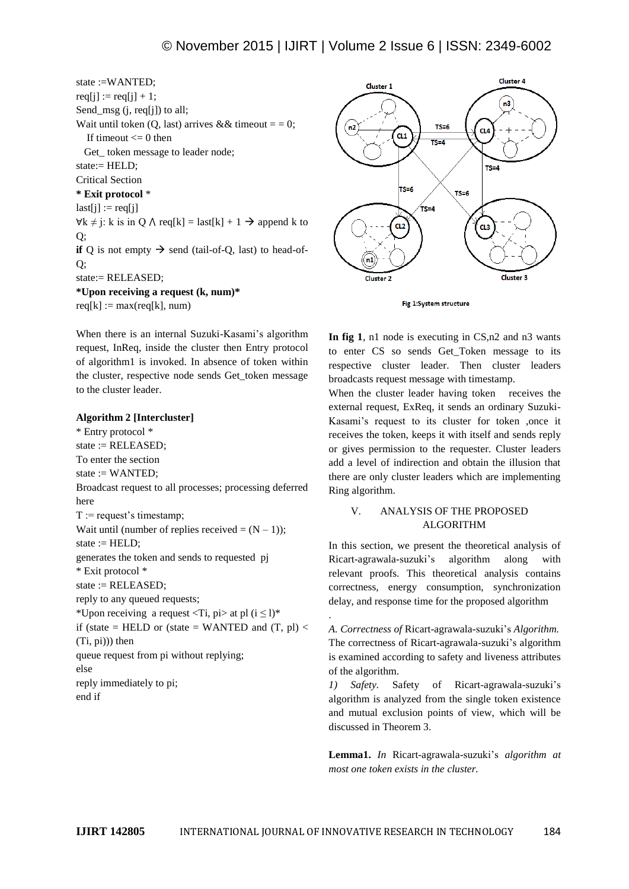state :=WANTED;
req[j] := req[j] + 1;
Send_msg (j, req[j]) to all;
Wait until token (Q, last) arrives && timeout = = 0;
If timeout <= 0 then
Get_ token message to leader node;
state:= HELD;
Critical Section
**\* Exit protocol** *
last[j] := req[j]
∀k ≠ j: k is in Q ∧ req[k] = last[k] + 1 → append k to Q;
**if** Q is not empty → send (tail-of-Q, last) to head-of-Q;
state:= RELEASED;
**\*Upon receiving a request (k, num)\***
req[k] := max(req[k], num)

When there is an internal Suzuki-Kasami's algorithm request, InReq, inside the cluster then Entry protocol of algorithm1 is invoked. In absence of token within the cluster, respective node sends Get_token message to the cluster leader.

**Algorithm 2 [Intercluster]**

\* Entry protocol *
state := RELEASED;
To enter the section
state := WANTED;
Broadcast request to all processes; processing deferred here
T := request's timestamp;
Wait until (number of replies received = (N – 1));
state := HELD;
generates the token and sends to requested pj
\* Exit protocol *
state := RELEASED;
reply to any queued requests;
\*Upon receiving a request <Ti, pi> at pl (i ≤ l)*
if (state = HELD or (state = WANTED and (T, pl) < (Ti, pi))) then
queue request from pi without replying;
else
reply immediately to pi;
end if

Fig 1:System structure

**In fig 1**, n1 node is executing in CS,n2 and n3 wants to enter CS so sends Get_Token message to its respective cluster leader. Then cluster leaders broadcasts request message with timestamp.

When the cluster leader having token receives the external request, ExReq, it sends an ordinary Suzuki-Kasami's request to its cluster for token ,once it receives the token, keeps it with itself and sends reply or gives permission to the requester. Cluster leaders add a level of indirection and obtain the illusion that there are only cluster leaders which are implementing Ring algorithm.

## V. ANALYSIS OF THE PROPOSED ALGORITHM

In this section, we present the theoretical analysis of Ricart-agrawala-suzuki's algorithm along with relevant proofs. This theoretical analysis contains correctness, energy consumption, synchronization delay, and response time for the proposed algorithm

.

*A. Correctness of* Ricart-agrawala-suzuki's *Algorithm.*
The correctness of Ricart-agrawala-suzuki's algorithm is examined according to safety and liveness attributes of the algorithm.

*1) Safety.* Safety of Ricart-agrawala-suzuki's algorithm is analyzed from the single token existence and mutual exclusion points of view, which will be discussed in Theorem 3.

**Lemma1.** *In* Ricart-agrawala-suzuki's *algorithm at most one token exists in the cluster.*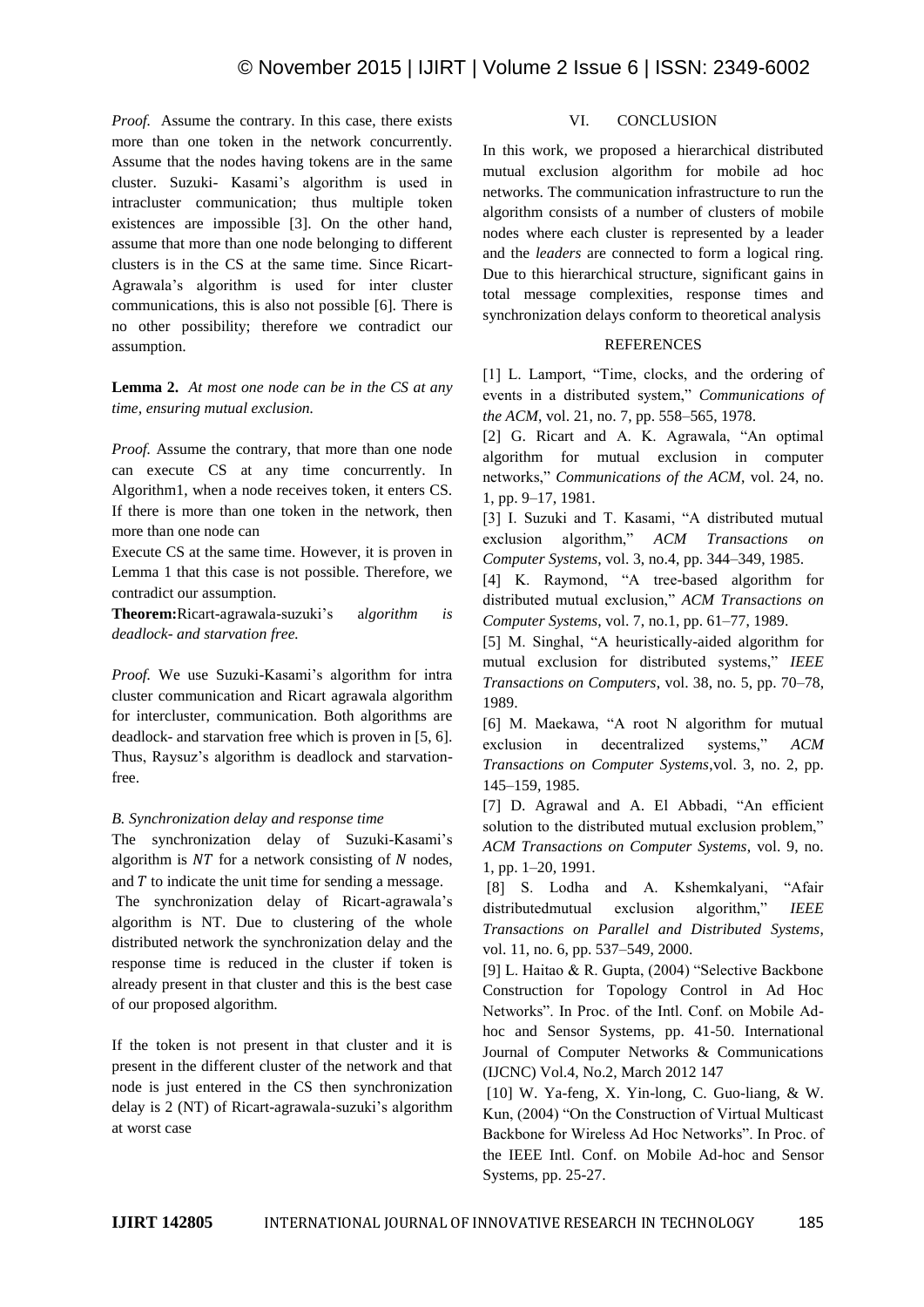*Proof.* Assume the contrary. In this case, there exists more than one token in the network concurrently. Assume that the nodes having tokens are in the same cluster. Suzuki- Kasami's algorithm is used in intracluster communication; thus multiple token existences are impossible [3]. On the other hand, assume that more than one node belonging to different clusters is in the CS at the same time. Since Ricart-Agrawala's algorithm is used for inter cluster communications, this is also not possible [6]. There is no other possibility; therefore we contradict our assumption.

**Lemma 2.** *At most one node can be in the CS at any time, ensuring mutual exclusion.*

*Proof.* Assume the contrary, that more than one node can execute CS at any time concurrently. In Algorithm1, when a node receives token, it enters CS. If there is more than one token in the network, then more than one node can

Execute CS at the same time. However, it is proven in Lemma 1 that this case is not possible. Therefore, we contradict our assumption.

**Theorem:**Ricart-agrawala-suzuki's a*lgorithm is deadlock- and starvation free.*

*Proof.* We use Suzuki-Kasami's algorithm for intra cluster communication and Ricart agrawala algorithm for intercluster, communication. Both algorithms are deadlock- and starvation free which is proven in [5, 6]. Thus, Raysuz's algorithm is deadlock and starvation-free.

*B. Synchronization delay and response time*

The synchronization delay of Suzuki-Kasami's algorithm is $NT$ for a network consisting of $N$ nodes, and $T$ to indicate the unit time for sending a message.

The synchronization delay of Ricart-agrawala's algorithm is NT. Due to clustering of the whole distributed network the synchronization delay and the response time is reduced in the cluster if token is already present in that cluster and this is the best case of our proposed algorithm.

If the token is not present in that cluster and it is present in the different cluster of the network and that node is just entered in the CS then synchronization delay is 2 (NT) of Ricart-agrawala-suzuki's algorithm at worst case

## VI. CONCLUSION

In this work, we proposed a hierarchical distributed mutual exclusion algorithm for mobile ad hoc networks. The communication infrastructure to run the algorithm consists of a number of clusters of mobile nodes where each cluster is represented by a leader and the *leaders* are connected to form a logical ring. Due to this hierarchical structure, significant gains in total message complexities, response times and synchronization delays conform to theoretical analysis

## REFERENCES

[1] L. Lamport, "Time, clocks, and the ordering of events in a distributed system," *Communications of the ACM*, vol. 21, no. 7, pp. 558–565, 1978.

[2] G. Ricart and A. K. Agrawala, "An optimal algorithm for mutual exclusion in computer networks," *Communications of the ACM*, vol. 24, no. 1, pp. 9–17, 1981.

[3] I. Suzuki and T. Kasami, "A distributed mutual exclusion algorithm," *ACM Transactions on Computer Systems*, vol. 3, no.4, pp. 344–349, 1985.

[4] K. Raymond, "A tree-based algorithm for distributed mutual exclusion," *ACM Transactions on Computer Systems*, vol. 7, no.1, pp. 61–77, 1989.

[5] M. Singhal, "A heuristically-aided algorithm for mutual exclusion for distributed systems," *IEEE Transactions on Computers*, vol. 38, no. 5, pp. 70–78, 1989.

[6] M. Maekawa, "A root N algorithm for mutual exclusion in decentralized systems," *ACM Transactions on Computer Systems*,vol. 3, no. 2, pp. 145–159, 1985.

[7] D. Agrawal and A. El Abbadi, "An efficient solution to the distributed mutual exclusion problem," *ACM Transactions on Computer Systems*, vol. 9, no. 1, pp. 1–20, 1991.

[8] S. Lodha and A. Kshemkalyani, "Afair distributedmutual exclusion algorithm," *IEEE Transactions on Parallel and Distributed Systems*, vol. 11, no. 6, pp. 537–549, 2000.

[9] L. Haitao & R. Gupta, (2004) "Selective Backbone Construction for Topology Control in Ad Hoc Networks". In Proc. of the Intl. Conf. on Mobile Ad-hoc and Sensor Systems, pp. 41-50. International Journal of Computer Networks & Communications (IJCNC) Vol.4, No.2, March 2012 147

[10] W. Ya-feng, X. Yin-long, C. Guo-liang, & W. Kun, (2004) "On the Construction of Virtual Multicast Backbone for Wireless Ad Hoc Networks". In Proc. of the IEEE Intl. Conf. on Mobile Ad-hoc and Sensor Systems, pp. 25-27.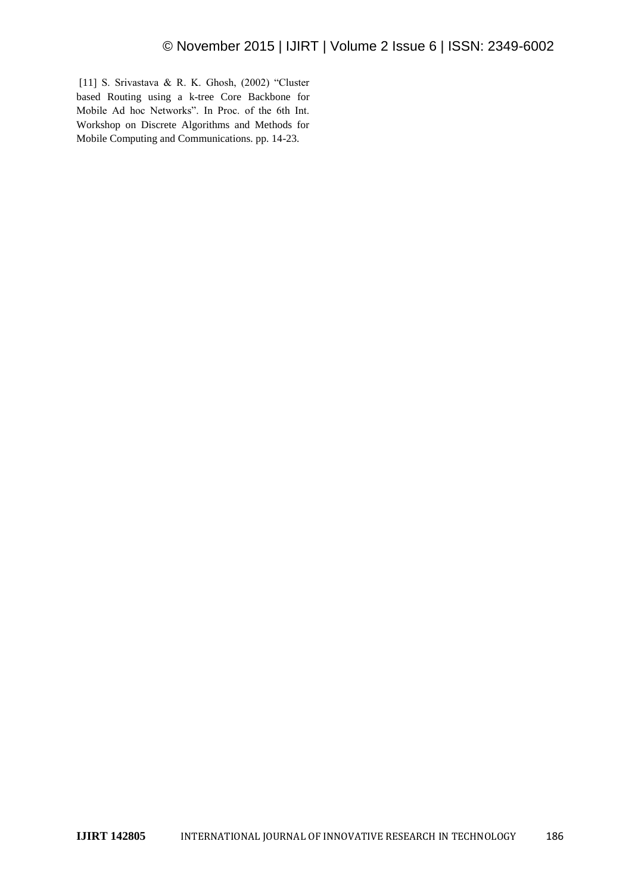[11] S. Srivastava & R. K. Ghosh, (2002) "Cluster based Routing using a k-tree Core Backbone for Mobile Ad hoc Networks". In Proc. of the 6th Int. Workshop on Discrete Algorithms and Methods for Mobile Computing and Communications. pp. 14-23.